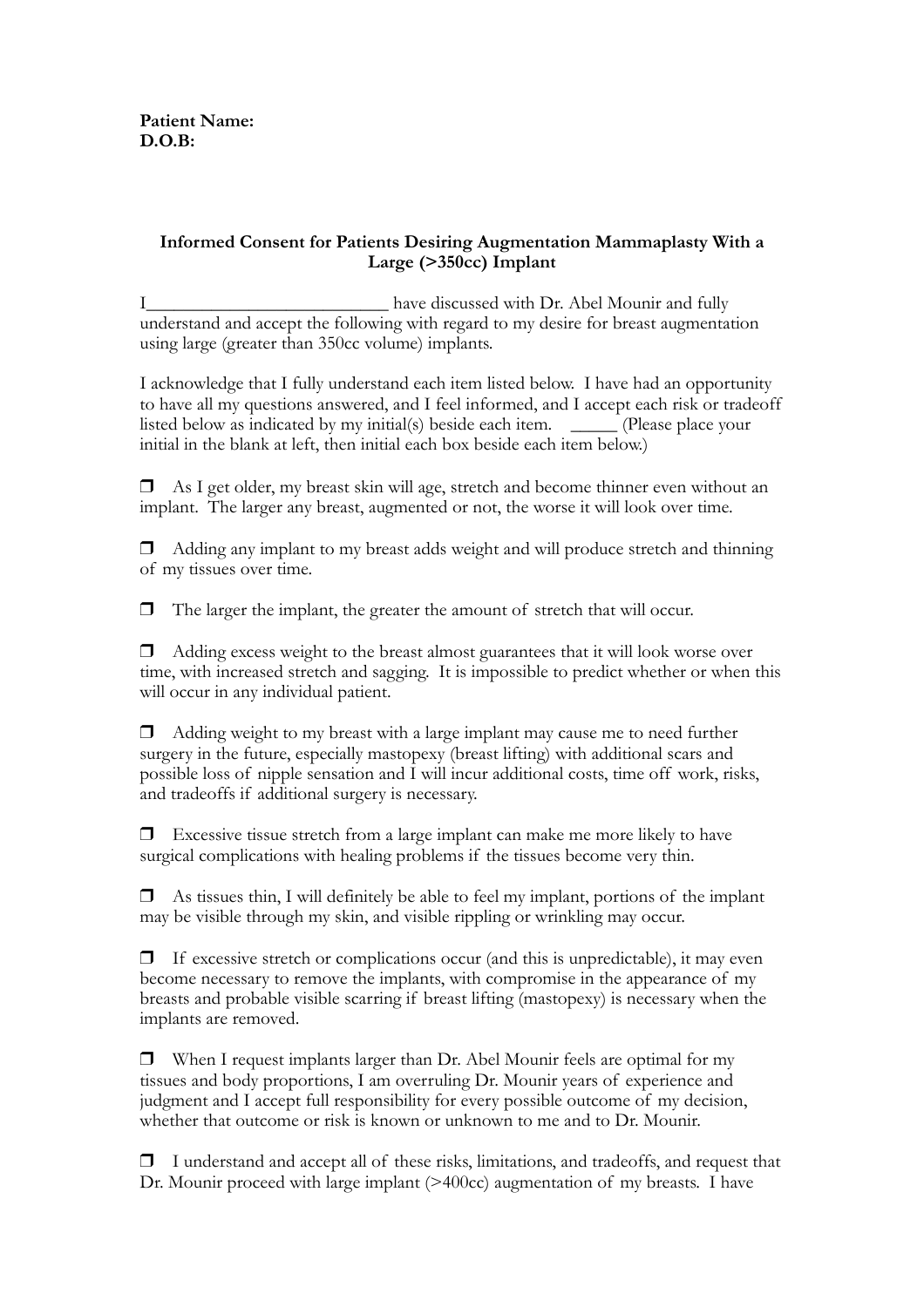**Patient Name:**
**D.O.B:**

**Informed Consent for Patients Desiring Augmentation Mammaplasty With a Large (>350cc) Implant**

I___________________________ have discussed with Dr. Abel Mounir and fully understand and accept the following with regard to my desire for breast augmentation using large (greater than 350cc volume) implants.

I acknowledge that I fully understand each item listed below. I have had an opportunity to have all my questions answered, and I feel informed, and I accept each risk or tradeoff listed below as indicated by my initial(s) beside each item. _____ (Please place your initial in the blank at left, then initial each box beside each item below.)

❒ As I get older, my breast skin will age, stretch and become thinner even without an implant. The larger any breast, augmented or not, the worse it will look over time.

❒ Adding any implant to my breast adds weight and will produce stretch and thinning of my tissues over time.

❒ The larger the implant, the greater the amount of stretch that will occur.

❒ Adding excess weight to the breast almost guarantees that it will look worse over time, with increased stretch and sagging. It is impossible to predict whether or when this will occur in any individual patient.

❒ Adding weight to my breast with a large implant may cause me to need further surgery in the future, especially mastopexy (breast lifting) with additional scars and possible loss of nipple sensation and I will incur additional costs, time off work, risks, and tradeoffs if additional surgery is necessary.

❒ Excessive tissue stretch from a large implant can make me more likely to have surgical complications with healing problems if the tissues become very thin.

❒ As tissues thin, I will definitely be able to feel my implant, portions of the implant may be visible through my skin, and visible rippling or wrinkling may occur.

❒ If excessive stretch or complications occur (and this is unpredictable), it may even become necessary to remove the implants, with compromise in the appearance of my breasts and probable visible scarring if breast lifting (mastopexy) is necessary when the implants are removed.

❒ When I request implants larger than Dr. Abel Mounir feels are optimal for my tissues and body proportions, I am overruling Dr. Mounir years of experience and judgment and I accept full responsibility for every possible outcome of my decision, whether that outcome or risk is known or unknown to me and to Dr. Mounir.

❒ I understand and accept all of these risks, limitations, and tradeoffs, and request that Dr. Mounir proceed with large implant (>400cc) augmentation of my breasts. I have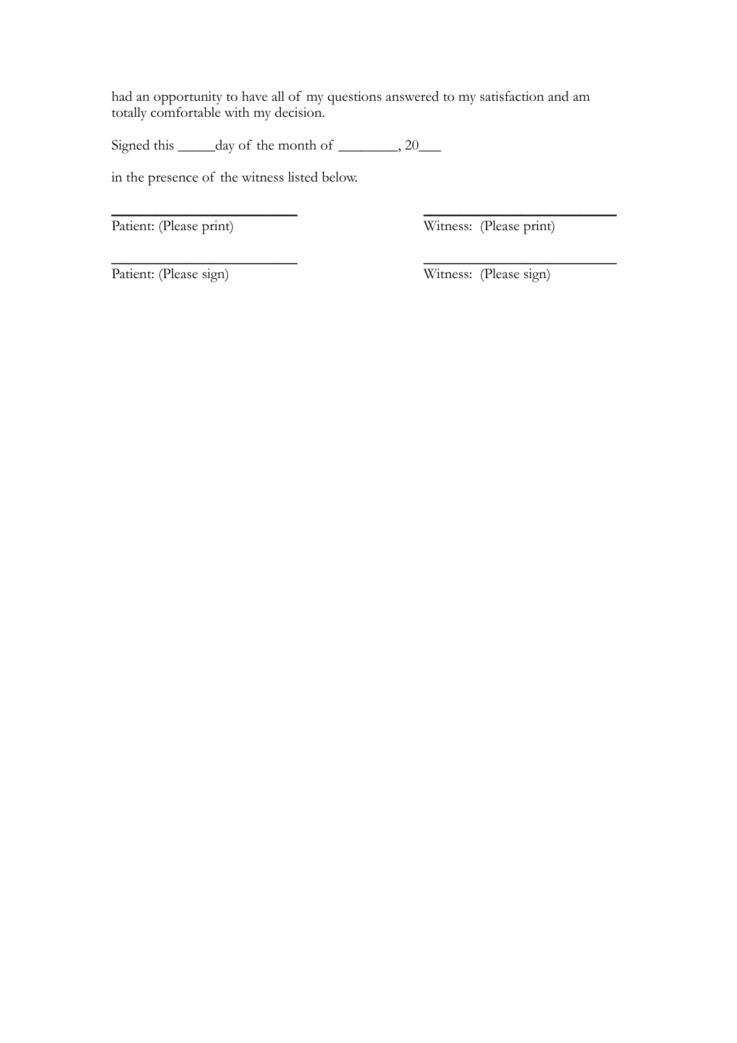had an opportunity to have all of my questions answered to my satisfaction and am totally comfortable with my decision.

Signed this _____day of the month of ________, 20___

in the presence of the witness listed below.

| | |
|---|---|
| ________________________ | ________________________ |
| Patient: (Please print) | Witness: (Please print) |
| ________________________ | ________________________ |
| Patient: (Please sign) | Witness: (Please sign) |